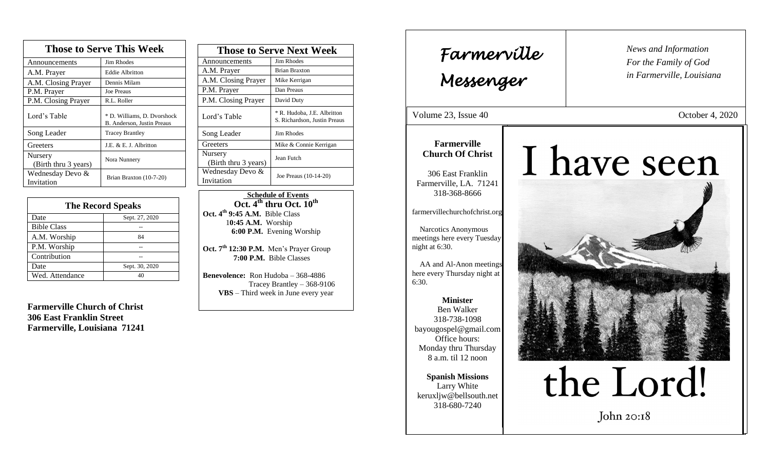## Those to Serve This Week

| Those to Serve This Week | |
|---|---|
| Announcements | Jim Rhodes |
| A.M. Prayer | Eddie Albritton |
| A.M. Closing Prayer | Dennis Milam |
| P.M. Prayer | Joe Preaus |
| P.M. Closing Prayer | R.L. Roller |
| Lord's Table | * D. Williams, D. Dvorshock B. Anderson, Justin Preaus |
| Song Leader | Tracey Brantley |
| Greeters | J.E. & E. J. Albritton |
| Nursery (Birth thru 3 years) | Nora Nunnery |
| Wednesday Devo & Invitation | Brian Braxton (10-7-20) |

## The Record Speaks

| The Record Speaks | |
|---|---|
| Date | Sept. 27, 2020 |
| Bible Class | -- |
| A.M. Worship | 84 |
| P.M. Worship | -- |
| Contribution | -- |
| Date | Sept. 30, 2020 |
| Wed. Attendance | 40 |

**Farmerville Church of Christ**
**306 East Franklin Street**
**Farmerville, Louisiana 71241**

## Those to Serve Next Week

| Those to Serve Next Week | |
|---|---|
| Announcements | Jim Rhodes |
| A.M. Prayer | Brian Braxton |
| A.M. Closing Prayer | Mike Kerrigan |
| P.M. Prayer | Dan Preaus |
| P.M. Closing Prayer | David Duty |
| Lord's Table | * R. Hudoba, J.E. Albritton S. Richardson, Justin Preaus |
| Song Leader | Jim Rhodes |
| Greeters | Mike & Connie Kerrigan |
| Nursery (Birth thru 3 years) | Jean Futch |
| Wednesday Devo & Invitation | Joe Preaus (10-14-20) |

**Schedule of Events**
**Oct. 4th thru Oct. 10th**

**Oct. 4th 9:45 A.M.** Bible Class
**10:45 A.M.** Worship
**6:00 P.M.** Evening Worship

**Oct. 7th 12:30 P.M.** Men's Prayer Group
**7:00 P.M.** Bible Classes

**Benevolence:** Ron Hudoba – 368-4886
Tracey Brantley – 368-9106
**VBS** – Third week in June every year

# Farmerville Messenger

*News and Information For the Family of God in Farmerville, Louisiana*

Volume 23, Issue 40 — October 4, 2020

**Farmerville Church Of Christ**

306 East Franklin
Farmerville, LA. 71241
318-368-8666

farmervillechurchofchrist.org

Narcotics Anonymous meetings here every Tuesday night at 6:30.

AA and Al-Anon meetings here every Thursday night at 6:30.

**Minister**
Ben Walker
318-738-1098
bayougospel@gmail.com
Office hours:
Monday thru Thursday
8 a.m. til 12 noon

**Spanish Missions**
Larry White
keruxljw@bellsouth.net
318-680-7240

I have seen the Lord!

John 20:18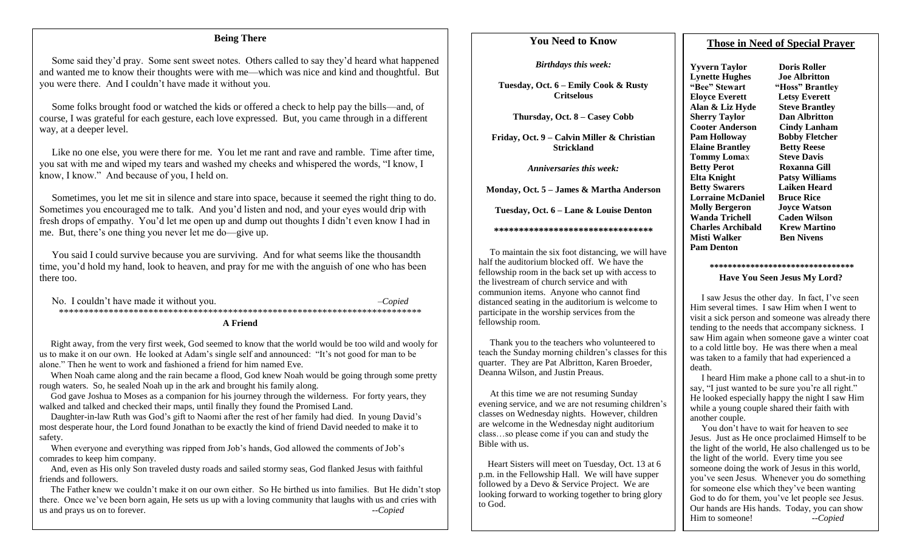## Being There

Some said they'd pray. Some sent sweet notes. Others called to say they'd heard what happened and wanted me to know their thoughts were with me—which was nice and kind and thoughtful. But you were there. And I couldn't have made it without you.

Some folks brought food or watched the kids or offered a check to help pay the bills—and, of course, I was grateful for each gesture, each love expressed. But, you came through in a different way, at a deeper level.

Like no one else, you were there for me. You let me rant and rave and ramble. Time after time, you sat with me and wiped my tears and washed my cheeks and whispered the words, "I know, I know, I know." And because of you, I held on.

Sometimes, you let me sit in silence and stare into space, because it seemed the right thing to do. Sometimes you encouraged me to talk. And you'd listen and nod, and your eyes would drip with fresh drops of empathy. You'd let me open up and dump out thoughts I didn't even know I had in me. But, there's one thing you never let me do—give up.

You said I could survive because you are surviving. And for what seems like the thousandth time, you'd hold my hand, look to heaven, and pray for me with the anguish of one who has been there too.

No. I couldn't have made it without you. *–Copied*

***************************************************************************

## A Friend

Right away, from the very first week, God seemed to know that the world would be too wild and wooly for us to make it on our own. He looked at Adam's single self and announced: "It's not good for man to be alone." Then he went to work and fashioned a friend for him named Eve.

When Noah came along and the rain became a flood, God knew Noah would be going through some pretty rough waters. So, he sealed Noah up in the ark and brought his family along.

God gave Joshua to Moses as a companion for his journey through the wilderness. For forty years, they walked and talked and checked their maps, until finally they found the Promised Land.

Daughter-in-law Ruth was God's gift to Naomi after the rest of her family had died. In young David's most desperate hour, the Lord found Jonathan to be exactly the kind of friend David needed to make it to safety.

When everyone and everything was ripped from Job's hands, God allowed the comments of Job's comrades to keep him company.

And, even as His only Son traveled dusty roads and sailed stormy seas, God flanked Jesus with faithful friends and followers.

The Father knew we couldn't make it on our own either. So He birthed us into families. But He didn't stop there. Once we've been born again, He sets us up with a loving community that laughs with us and cries with us and prays us on to forever. *--Copied*

## You Need to Know

***Birthdays this week:***

**Tuesday, Oct. 6 – Emily Cook & Rusty Critselous**

**Thursday, Oct. 8 – Casey Cobb**

**Friday, Oct. 9 – Calvin Miller & Christian Strickland**

***Anniversaries this week:***

**Monday, Oct. 5 – James & Martha Anderson**

**Tuesday, Oct. 6 – Lane & Louise Denton**

**********************************

To maintain the six foot distancing, we will have half the auditorium blocked off. We have the fellowship room in the back set up with access to the livestream of church service and with communion items. Anyone who cannot find distanced seating in the auditorium is welcome to participate in the worship services from the fellowship room.

Thank you to the teachers who volunteered to teach the Sunday morning children's classes for this quarter. They are Pat Albritton, Karen Broeder, Deanna Wilson, and Justin Preaus.

At this time we are not resuming Sunday evening service, and we are not resuming children's classes on Wednesday nights. However, children are welcome in the Wednesday night auditorium class…so please come if you can and study the Bible with us.

Heart Sisters will meet on Tuesday, Oct. 13 at 6 p.m. in the Fellowship Hall. We will have supper followed by a Devo & Service Project. We are looking forward to working together to bring glory to God.

## Those in Need of Special Prayer

| | |
|---|---|
| **Yyvern Taylor** | **Doris Roller** |
| **Lynette Hughes** | **Joe Albritton** |
| **"Bee" Stewart** | **"Hoss" Brantley** |
| **Eloyce Everett** | **Letsy Everett** |
| **Alan & Liz Hyde** | **Steve Brantley** |
| **Sherry Taylor** | **Dan Albritton** |
| **Cooter Anderson** | **Cindy Lanham** |
| **Pam Holloway** | **Bobby Fletcher** |
| **Elaine Brantley** | **Betty Reese** |
| **Tommy Lomax** | **Steve Davis** |
| **Betty Perot** | **Roxanna Gill** |
| **Elta Knight** | **Patsy Williams** |
| **Betty Swarers** | **Laiken Heard** |
| **Lorraine McDaniel** | **Bruce Rice** |
| **Molly Bergeron** | **Joyce Watson** |
| **Wanda Trichell** | **Caden Wilson** |
| **Charles Archibald** | **Krew Martino** |
| **Misti Walker** | **Ben Nivens** |
| **Pam Denton** | |

********************************

### Have You Seen Jesus My Lord?

I saw Jesus the other day. In fact, I've seen Him several times. I saw Him when I went to visit a sick person and someone was already there tending to the needs that accompany sickness. I saw Him again when someone gave a winter coat to a cold little boy. He was there when a meal was taken to a family that had experienced a death.

I heard Him make a phone call to a shut-in to say, "I just wanted to be sure you're all right." He looked especially happy the night I saw Him while a young couple shared their faith with another couple.

You don't have to wait for heaven to see Jesus. Just as He once proclaimed Himself to be the light of the world, He also challenged us to be the light of the world. Every time you see someone doing the work of Jesus in this world, you've seen Jesus. Whenever you do something for someone else which they've been wanting God to do for them, you've let people see Jesus. Our hands are His hands. Today, you can show Him to someone! *--Copied*